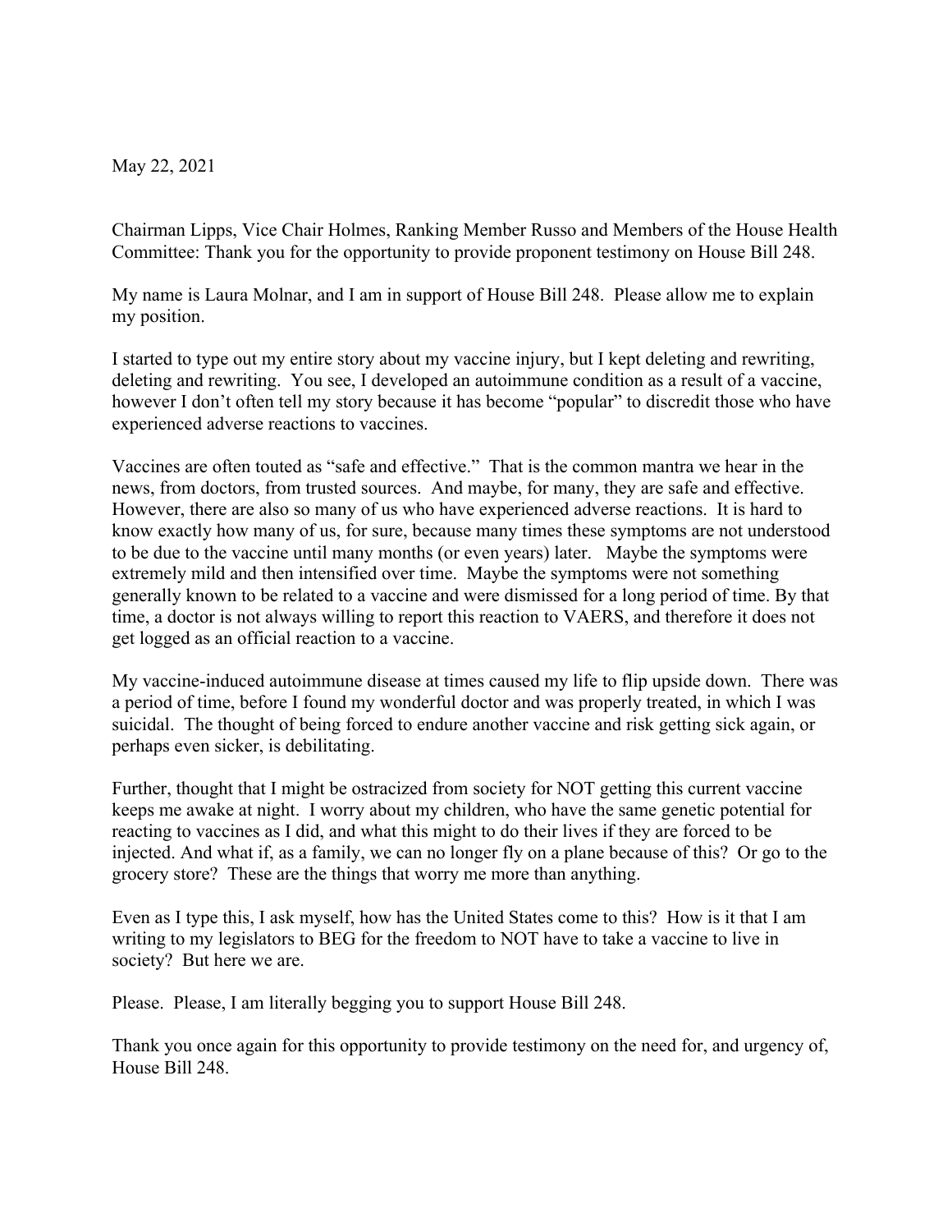May 22, 2021

Chairman Lipps, Vice Chair Holmes, Ranking Member Russo and Members of the House Health Committee: Thank you for the opportunity to provide proponent testimony on House Bill 248.

My name is Laura Molnar, and I am in support of House Bill 248. Please allow me to explain my position.

I started to type out my entire story about my vaccine injury, but I kept deleting and rewriting, deleting and rewriting. You see, I developed an autoimmune condition as a result of a vaccine, however I don't often tell my story because it has become "popular" to discredit those who have experienced adverse reactions to vaccines.

Vaccines are often touted as "safe and effective." That is the common mantra we hear in the news, from doctors, from trusted sources. And maybe, for many, they are safe and effective. However, there are also so many of us who have experienced adverse reactions. It is hard to know exactly how many of us, for sure, because many times these symptoms are not understood to be due to the vaccine until many months (or even years) later. Maybe the symptoms were extremely mild and then intensified over time. Maybe the symptoms were not something generally known to be related to a vaccine and were dismissed for a long period of time. By that time, a doctor is not always willing to report this reaction to VAERS, and therefore it does not get logged as an official reaction to a vaccine.

My vaccine-induced autoimmune disease at times caused my life to flip upside down. There was a period of time, before I found my wonderful doctor and was properly treated, in which I was suicidal. The thought of being forced to endure another vaccine and risk getting sick again, or perhaps even sicker, is debilitating.

Further, thought that I might be ostracized from society for NOT getting this current vaccine keeps me awake at night. I worry about my children, who have the same genetic potential for reacting to vaccines as I did, and what this might to do their lives if they are forced to be injected. And what if, as a family, we can no longer fly on a plane because of this? Or go to the grocery store? These are the things that worry me more than anything.

Even as I type this, I ask myself, how has the United States come to this? How is it that I am writing to my legislators to BEG for the freedom to NOT have to take a vaccine to live in society? But here we are.

Please. Please, I am literally begging you to support House Bill 248.

Thank you once again for this opportunity to provide testimony on the need for, and urgency of, House Bill 248.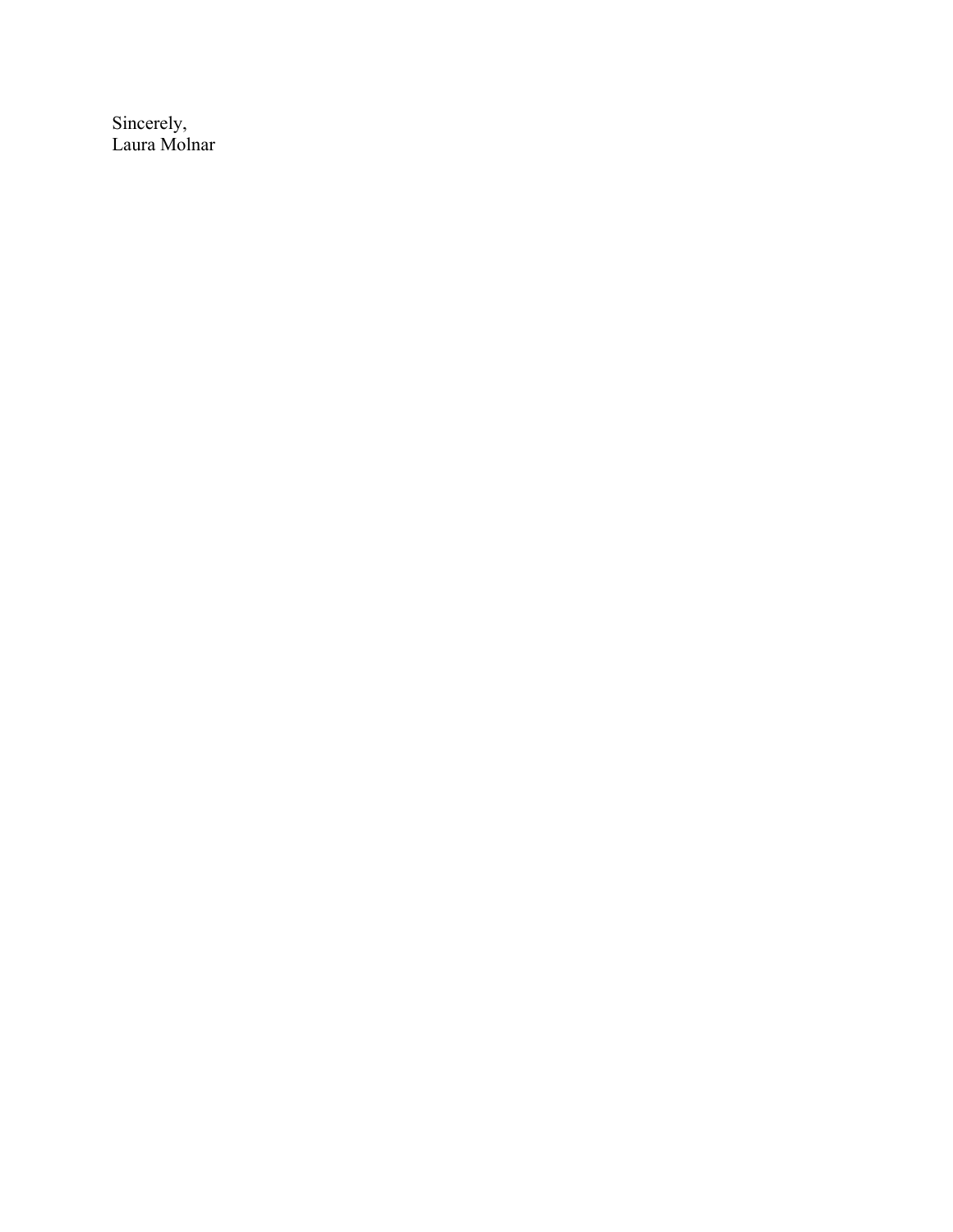Sincerely,
Laura Molnar